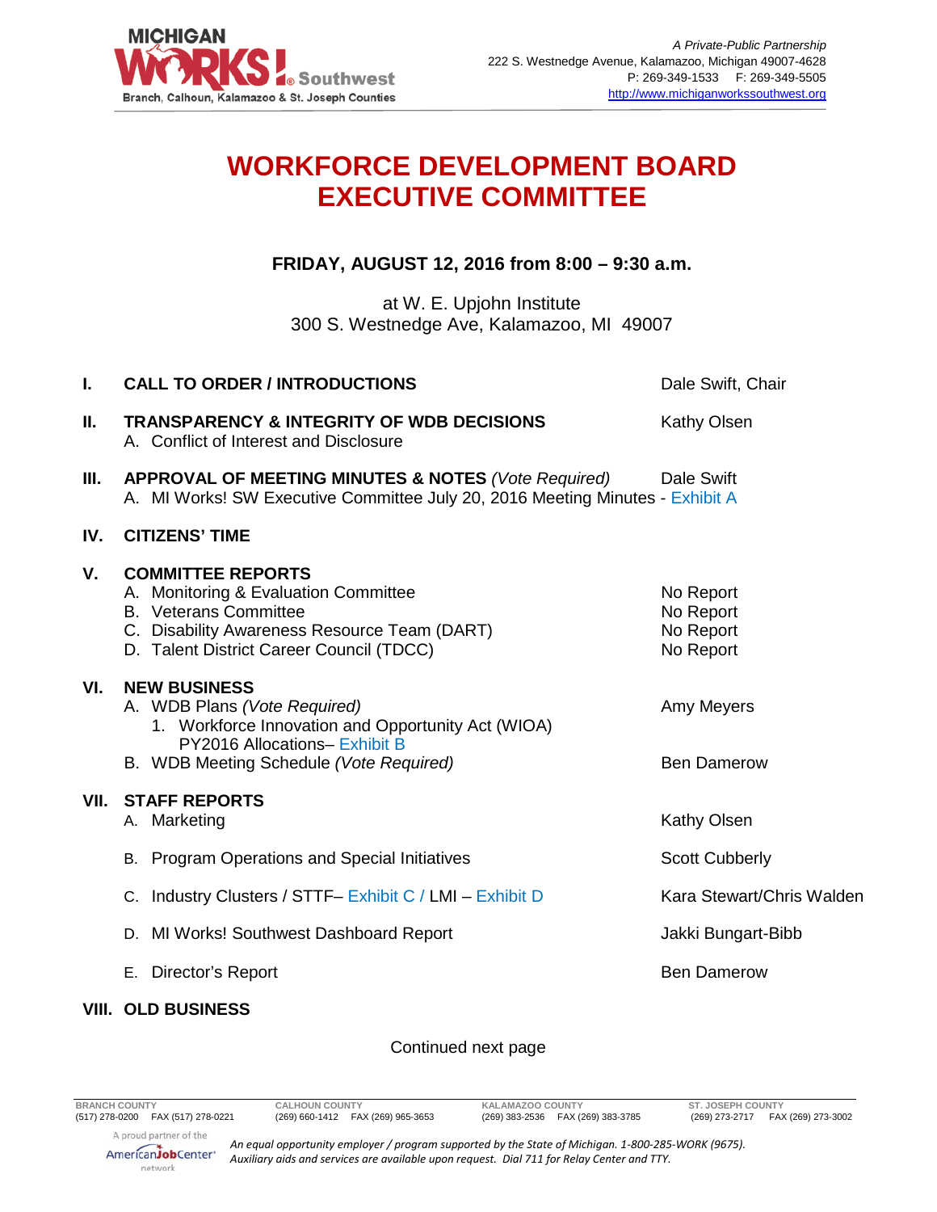A Private-Public Partnership
222 S. Westnedge Avenue, Kalamazoo, Michigan 49007-4628
P: 269-349-1533 F: 269-349-5505
http://www.michiganworkssouthwest.org

# WORKFORCE DEVELOPMENT BOARD EXECUTIVE COMMITTEE

**FRIDAY, AUGUST 12, 2016 from 8:00 – 9:30 a.m.**

at W. E. Upjohn Institute
300 S. Westnedge Ave, Kalamazoo, MI 49007

| | | |
|---|---|---|
| **I.** | **CALL TO ORDER / INTRODUCTIONS** | Dale Swift, Chair |
| **II.** | **TRANSPARENCY & INTEGRITY OF WDB DECISIONS**<br>A. Conflict of Interest and Disclosure | Kathy Olsen |
| **III.** | **APPROVAL OF MEETING MINUTES & NOTES** *(Vote Required)*<br>A. MI Works! SW Executive Committee July 20, 2016 Meeting Minutes - Exhibit A | Dale Swift |
| **IV.** | **CITIZENS' TIME** | |
| **V.** | **COMMITTEE REPORTS** | |
| | A. Monitoring & Evaluation Committee | No Report |
| | B. Veterans Committee | No Report |
| | C. Disability Awareness Resource Team (DART) | No Report |
| | D. Talent District Career Council (TDCC) | No Report |
| **VI.** | **NEW BUSINESS** | |
| | A. WDB Plans *(Vote Required)*<br>1. Workforce Innovation and Opportunity Act (WIOA) PY2016 Allocations– Exhibit B | Amy Meyers |
| | B. WDB Meeting Schedule *(Vote Required)* | Ben Damerow |
| **VII.** | **STAFF REPORTS** | |
| | A. Marketing | Kathy Olsen |
| | B. Program Operations and Special Initiatives | Scott Cubberly |
| | C. Industry Clusters / STTF– Exhibit C / LMI – Exhibit D | Kara Stewart/Chris Walden |
| | D. MI Works! Southwest Dashboard Report | Jakki Bungart-Bibb |
| | E. Director's Report | Ben Damerow |
| **VIII.** | **OLD BUSINESS** | |

Continued next page

BRANCH COUNTY (517) 278-0200 FAX (517) 278-0221 | CALHOUN COUNTY (269) 660-1412 FAX (269) 965-3653 | KALAMAZOO COUNTY (269) 383-2536 FAX (269) 383-3785 | ST. JOSEPH COUNTY (269) 273-2717 FAX (269) 273-3002

A proud partner of the AmericanJobCenter network

*An equal opportunity employer / program supported by the State of Michigan. 1-800-285-WORK (9675). Auxiliary aids and services are available upon request. Dial 711 for Relay Center and TTY.*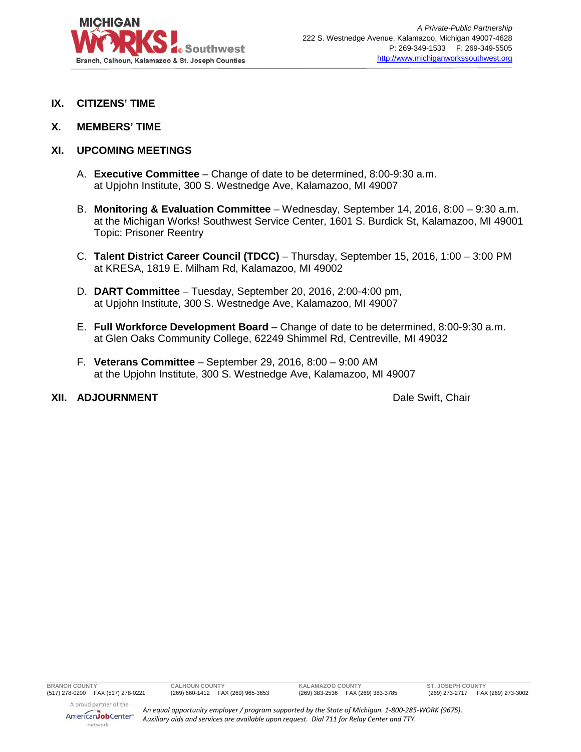## IX. CITIZENS' TIME

## X. MEMBERS' TIME

## XI. UPCOMING MEETINGS

A. **Executive Committee** – Change of date to be determined, 8:00-9:30 a.m. at Upjohn Institute, 300 S. Westnedge Ave, Kalamazoo, MI 49007

B. **Monitoring & Evaluation Committee** – Wednesday, September 14, 2016, 8:00 – 9:30 a.m. at the Michigan Works! Southwest Service Center, 1601 S. Burdick St, Kalamazoo, MI 49001 Topic: Prisoner Reentry

C. **Talent District Career Council (TDCC)** – Thursday, September 15, 2016, 1:00 – 3:00 PM at KRESA, 1819 E. Milham Rd, Kalamazoo, MI 49002

D. **DART Committee** – Tuesday, September 20, 2016, 2:00-4:00 pm, at Upjohn Institute, 300 S. Westnedge Ave, Kalamazoo, MI 49007

E. **Full Workforce Development Board** – Change of date to be determined, 8:00-9:30 a.m. at Glen Oaks Community College, 62249 Shimmel Rd, Centreville, MI 49032

F. **Veterans Committee** – September 29, 2016, 8:00 – 9:00 AM at the Upjohn Institute, 300 S. Westnedge Ave, Kalamazoo, MI 49007

## XII. ADJOURNMENT

Dale Swift, Chair